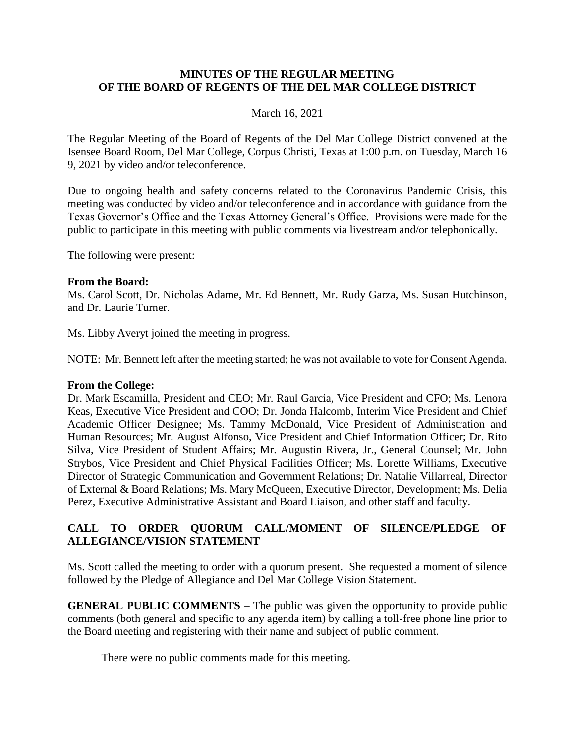**MINUTES OF THE REGULAR MEETING OF THE BOARD OF REGENTS OF THE DEL MAR COLLEGE DISTRICT**

March 16, 2021

The Regular Meeting of the Board of Regents of the Del Mar College District convened at the Isensee Board Room, Del Mar College, Corpus Christi, Texas at 1:00 p.m. on Tuesday, March 16 9, 2021 by video and/or teleconference.

Due to ongoing health and safety concerns related to the Coronavirus Pandemic Crisis, this meeting was conducted by video and/or teleconference and in accordance with guidance from the Texas Governor's Office and the Texas Attorney General's Office. Provisions were made for the public to participate in this meeting with public comments via livestream and/or telephonically.

The following were present:

**From the Board:**
Ms. Carol Scott, Dr. Nicholas Adame, Mr. Ed Bennett, Mr. Rudy Garza, Ms. Susan Hutchinson, and Dr. Laurie Turner.

Ms. Libby Averyt joined the meeting in progress.

NOTE: Mr. Bennett left after the meeting started; he was not available to vote for Consent Agenda.

**From the College:**
Dr. Mark Escamilla, President and CEO; Mr. Raul Garcia, Vice President and CFO; Ms. Lenora Keas, Executive Vice President and COO; Dr. Jonda Halcomb, Interim Vice President and Chief Academic Officer Designee; Ms. Tammy McDonald, Vice President of Administration and Human Resources; Mr. August Alfonso, Vice President and Chief Information Officer; Dr. Rito Silva, Vice President of Student Affairs; Mr. Augustin Rivera, Jr., General Counsel; Mr. John Strybos, Vice President and Chief Physical Facilities Officer; Ms. Lorette Williams, Executive Director of Strategic Communication and Government Relations; Dr. Natalie Villarreal, Director of External & Board Relations; Ms. Mary McQueen, Executive Director, Development; Ms. Delia Perez, Executive Administrative Assistant and Board Liaison, and other staff and faculty.

**CALL TO ORDER QUORUM CALL/MOMENT OF SILENCE/PLEDGE OF ALLEGIANCE/VISION STATEMENT**

Ms. Scott called the meeting to order with a quorum present. She requested a moment of silence followed by the Pledge of Allegiance and Del Mar College Vision Statement.

**GENERAL PUBLIC COMMENTS** – The public was given the opportunity to provide public comments (both general and specific to any agenda item) by calling a toll-free phone line prior to the Board meeting and registering with their name and subject of public comment.

There were no public comments made for this meeting.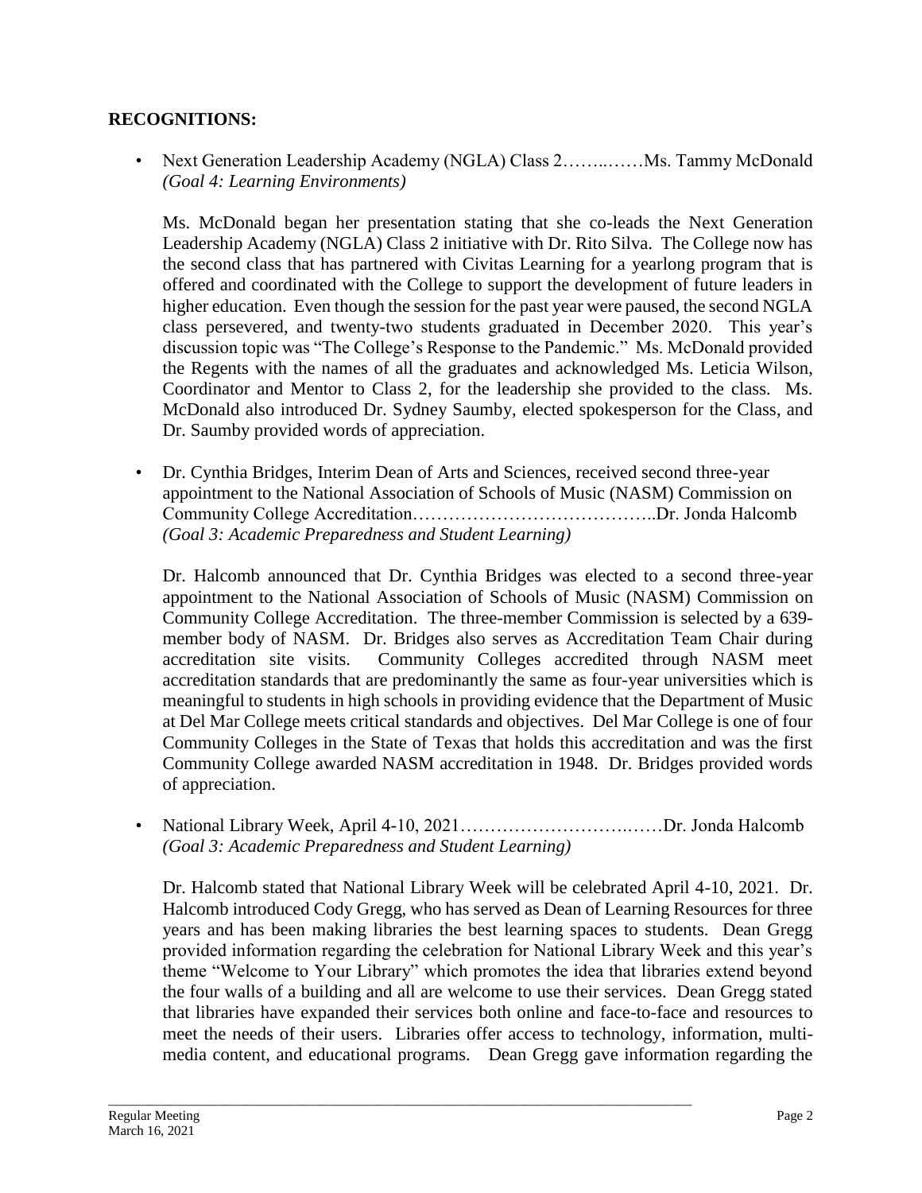**RECOGNITIONS:**

- Next Generation Leadership Academy (NGLA) Class 2……..……Ms. Tammy McDonald
  *(Goal 4: Learning Environments)*

  Ms. McDonald began her presentation stating that she co-leads the Next Generation Leadership Academy (NGLA) Class 2 initiative with Dr. Rito Silva. The College now has the second class that has partnered with Civitas Learning for a yearlong program that is offered and coordinated with the College to support the development of future leaders in higher education. Even though the session for the past year were paused, the second NGLA class persevered, and twenty-two students graduated in December 2020. This year's discussion topic was "The College's Response to the Pandemic." Ms. McDonald provided the Regents with the names of all the graduates and acknowledged Ms. Leticia Wilson, Coordinator and Mentor to Class 2, for the leadership she provided to the class. Ms. McDonald also introduced Dr. Sydney Saumby, elected spokesperson for the Class, and Dr. Saumby provided words of appreciation.

- Dr. Cynthia Bridges, Interim Dean of Arts and Sciences, received second three-year appointment to the National Association of Schools of Music (NASM) Commission on Community College Accreditation…………………………………..Dr. Jonda Halcomb
  *(Goal 3: Academic Preparedness and Student Learning)*

  Dr. Halcomb announced that Dr. Cynthia Bridges was elected to a second three-year appointment to the National Association of Schools of Music (NASM) Commission on Community College Accreditation. The three-member Commission is selected by a 639-member body of NASM. Dr. Bridges also serves as Accreditation Team Chair during accreditation site visits. Community Colleges accredited through NASM meet accreditation standards that are predominantly the same as four-year universities which is meaningful to students in high schools in providing evidence that the Department of Music at Del Mar College meets critical standards and objectives. Del Mar College is one of four Community Colleges in the State of Texas that holds this accreditation and was the first Community College awarded NASM accreditation in 1948. Dr. Bridges provided words of appreciation.

- National Library Week, April 4-10, 2021……………………….……Dr. Jonda Halcomb
  *(Goal 3: Academic Preparedness and Student Learning)*

  Dr. Halcomb stated that National Library Week will be celebrated April 4-10, 2021. Dr. Halcomb introduced Cody Gregg, who has served as Dean of Learning Resources for three years and has been making libraries the best learning spaces to students. Dean Gregg provided information regarding the celebration for National Library Week and this year's theme "Welcome to Your Library" which promotes the idea that libraries extend beyond the four walls of a building and all are welcome to use their services. Dean Gregg stated that libraries have expanded their services both online and face-to-face and resources to meet the needs of their users. Libraries offer access to technology, information, multi-media content, and educational programs. Dean Gregg gave information regarding the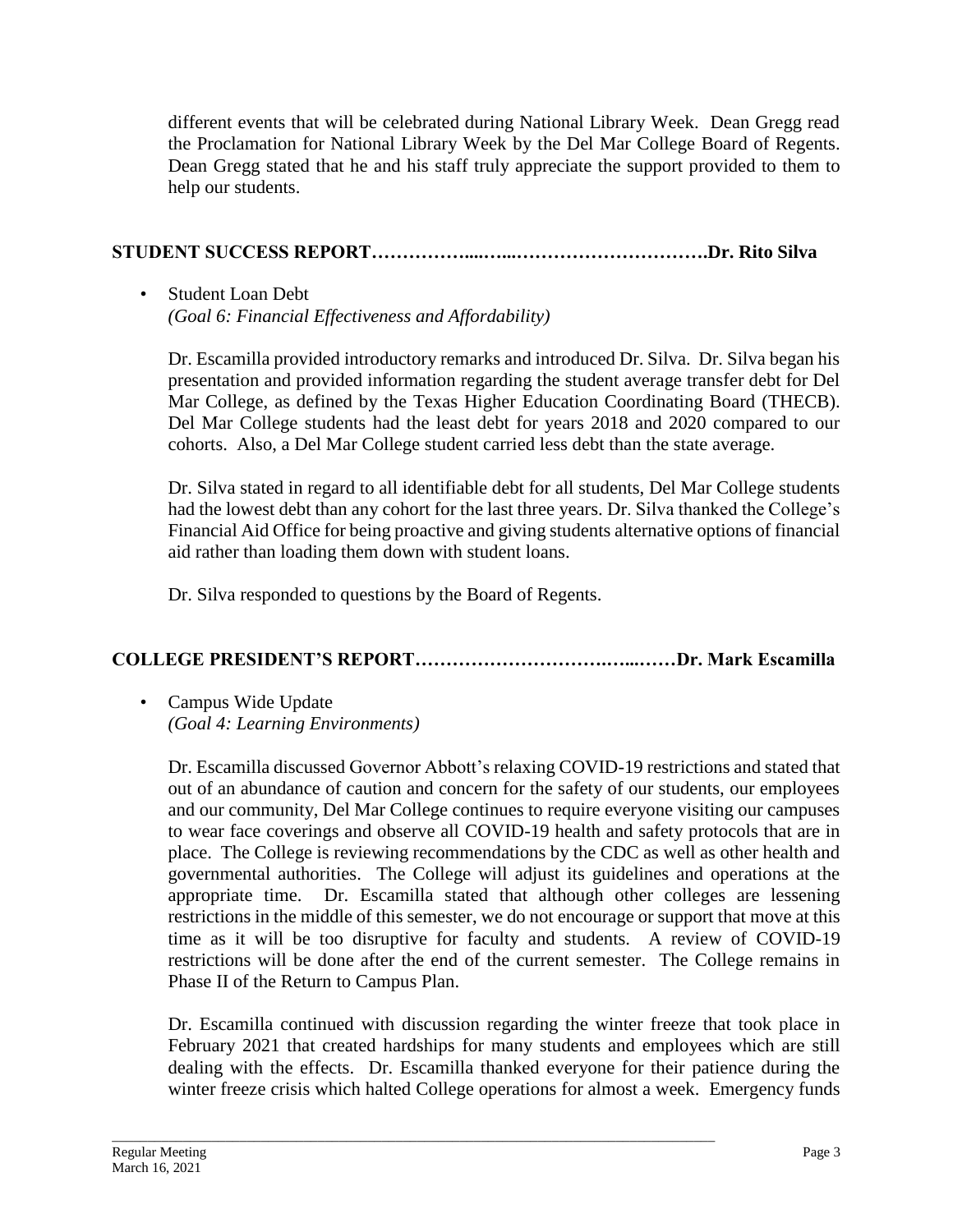different events that will be celebrated during National Library Week. Dean Gregg read the Proclamation for National Library Week by the Del Mar College Board of Regents. Dean Gregg stated that he and his staff truly appreciate the support provided to them to help our students.

## STUDENT SUCCESS REPORT……………....…...………………………….Dr. Rito Silva

- Student Loan Debt
  *(Goal 6: Financial Effectiveness and Affordability)*

  Dr. Escamilla provided introductory remarks and introduced Dr. Silva. Dr. Silva began his presentation and provided information regarding the student average transfer debt for Del Mar College, as defined by the Texas Higher Education Coordinating Board (THECB). Del Mar College students had the least debt for years 2018 and 2020 compared to our cohorts. Also, a Del Mar College student carried less debt than the state average.

  Dr. Silva stated in regard to all identifiable debt for all students, Del Mar College students had the lowest debt than any cohort for the last three years. Dr. Silva thanked the College's Financial Aid Office for being proactive and giving students alternative options of financial aid rather than loading them down with student loans.

  Dr. Silva responded to questions by the Board of Regents.

## COLLEGE PRESIDENT'S REPORT……………………….…...……Dr. Mark Escamilla

- Campus Wide Update
  *(Goal 4: Learning Environments)*

  Dr. Escamilla discussed Governor Abbott's relaxing COVID-19 restrictions and stated that out of an abundance of caution and concern for the safety of our students, our employees and our community, Del Mar College continues to require everyone visiting our campuses to wear face coverings and observe all COVID-19 health and safety protocols that are in place. The College is reviewing recommendations by the CDC as well as other health and governmental authorities. The College will adjust its guidelines and operations at the appropriate time. Dr. Escamilla stated that although other colleges are lessening restrictions in the middle of this semester, we do not encourage or support that move at this time as it will be too disruptive for faculty and students. A review of COVID-19 restrictions will be done after the end of the current semester. The College remains in Phase II of the Return to Campus Plan.

  Dr. Escamilla continued with discussion regarding the winter freeze that took place in February 2021 that created hardships for many students and employees which are still dealing with the effects. Dr. Escamilla thanked everyone for their patience during the winter freeze crisis which halted College operations for almost a week. Emergency funds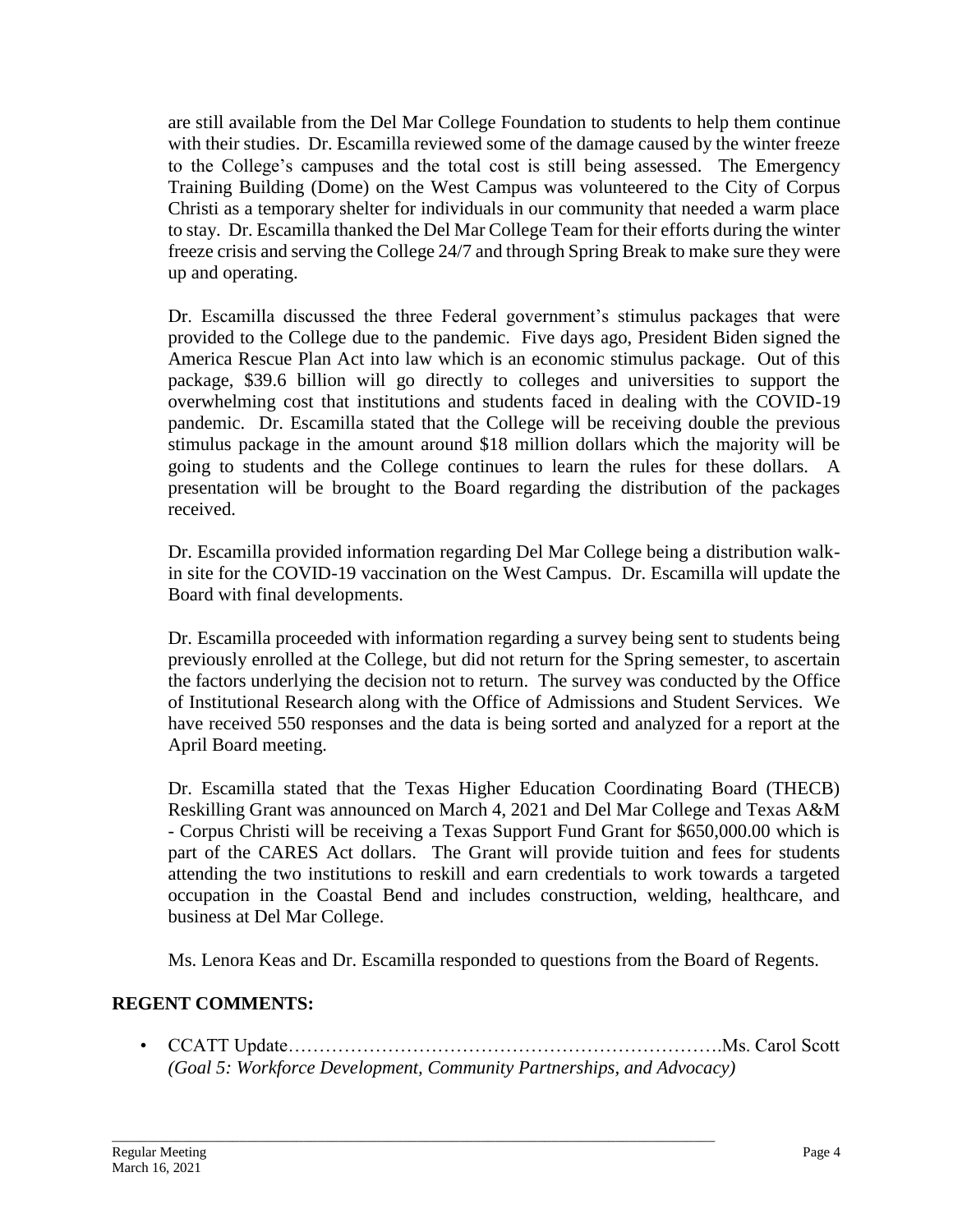are still available from the Del Mar College Foundation to students to help them continue with their studies. Dr. Escamilla reviewed some of the damage caused by the winter freeze to the College's campuses and the total cost is still being assessed. The Emergency Training Building (Dome) on the West Campus was volunteered to the City of Corpus Christi as a temporary shelter for individuals in our community that needed a warm place to stay. Dr. Escamilla thanked the Del Mar College Team for their efforts during the winter freeze crisis and serving the College 24/7 and through Spring Break to make sure they were up and operating.

Dr. Escamilla discussed the three Federal government's stimulus packages that were provided to the College due to the pandemic. Five days ago, President Biden signed the America Rescue Plan Act into law which is an economic stimulus package. Out of this package, $39.6 billion will go directly to colleges and universities to support the overwhelming cost that institutions and students faced in dealing with the COVID-19 pandemic. Dr. Escamilla stated that the College will be receiving double the previous stimulus package in the amount around $18 million dollars which the majority will be going to students and the College continues to learn the rules for these dollars. A presentation will be brought to the Board regarding the distribution of the packages received.

Dr. Escamilla provided information regarding Del Mar College being a distribution walk-in site for the COVID-19 vaccination on the West Campus. Dr. Escamilla will update the Board with final developments.

Dr. Escamilla proceeded with information regarding a survey being sent to students being previously enrolled at the College, but did not return for the Spring semester, to ascertain the factors underlying the decision not to return. The survey was conducted by the Office of Institutional Research along with the Office of Admissions and Student Services. We have received 550 responses and the data is being sorted and analyzed for a report at the April Board meeting.

Dr. Escamilla stated that the Texas Higher Education Coordinating Board (THECB) Reskilling Grant was announced on March 4, 2021 and Del Mar College and Texas A&M - Corpus Christi will be receiving a Texas Support Fund Grant for $650,000.00 which is part of the CARES Act dollars. The Grant will provide tuition and fees for students attending the two institutions to reskill and earn credentials to work towards a targeted occupation in the Coastal Bend and includes construction, welding, healthcare, and business at Del Mar College.

Ms. Lenora Keas and Dr. Escamilla responded to questions from the Board of Regents.

## REGENT COMMENTS:

- CCATT Update………………………………………………………………Ms. Carol Scott
  *(Goal 5: Workforce Development, Community Partnerships, and Advocacy)*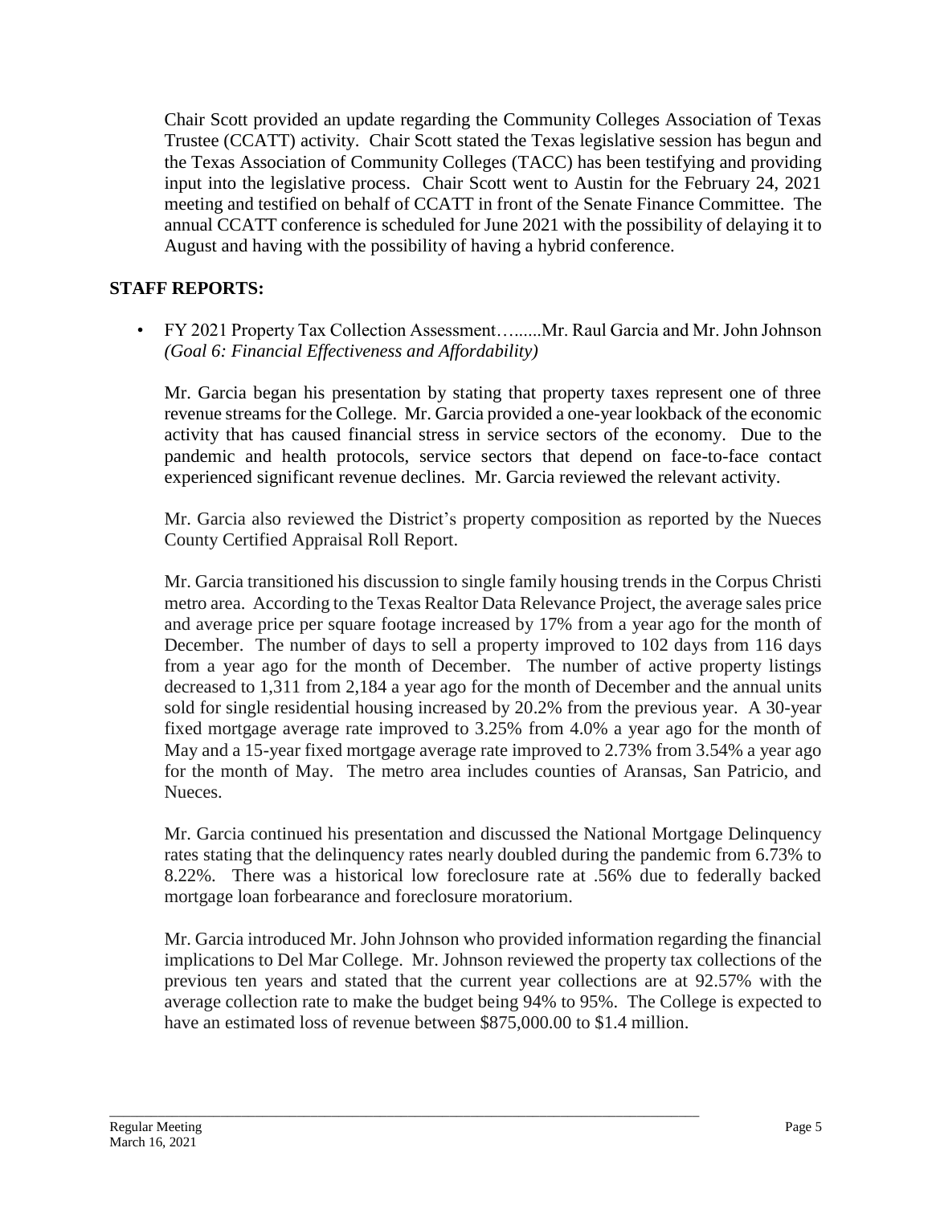Chair Scott provided an update regarding the Community Colleges Association of Texas Trustee (CCATT) activity. Chair Scott stated the Texas legislative session has begun and the Texas Association of Community Colleges (TACC) has been testifying and providing input into the legislative process. Chair Scott went to Austin for the February 24, 2021 meeting and testified on behalf of CCATT in front of the Senate Finance Committee. The annual CCATT conference is scheduled for June 2021 with the possibility of delaying it to August and having with the possibility of having a hybrid conference.

## STAFF REPORTS:

- FY 2021 Property Tax Collection Assessment…......Mr. Raul Garcia and Mr. John Johnson *(Goal 6: Financial Effectiveness and Affordability)*

  Mr. Garcia began his presentation by stating that property taxes represent one of three revenue streams for the College. Mr. Garcia provided a one-year lookback of the economic activity that has caused financial stress in service sectors of the economy. Due to the pandemic and health protocols, service sectors that depend on face-to-face contact experienced significant revenue declines. Mr. Garcia reviewed the relevant activity.

  Mr. Garcia also reviewed the District's property composition as reported by the Nueces County Certified Appraisal Roll Report.

  Mr. Garcia transitioned his discussion to single family housing trends in the Corpus Christi metro area. According to the Texas Realtor Data Relevance Project, the average sales price and average price per square footage increased by 17% from a year ago for the month of December. The number of days to sell a property improved to 102 days from 116 days from a year ago for the month of December. The number of active property listings decreased to 1,311 from 2,184 a year ago for the month of December and the annual units sold for single residential housing increased by 20.2% from the previous year. A 30-year fixed mortgage average rate improved to 3.25% from 4.0% a year ago for the month of May and a 15-year fixed mortgage average rate improved to 2.73% from 3.54% a year ago for the month of May. The metro area includes counties of Aransas, San Patricio, and Nueces.

  Mr. Garcia continued his presentation and discussed the National Mortgage Delinquency rates stating that the delinquency rates nearly doubled during the pandemic from 6.73% to 8.22%. There was a historical low foreclosure rate at .56% due to federally backed mortgage loan forbearance and foreclosure moratorium.

  Mr. Garcia introduced Mr. John Johnson who provided information regarding the financial implications to Del Mar College. Mr. Johnson reviewed the property tax collections of the previous ten years and stated that the current year collections are at 92.57% with the average collection rate to make the budget being 94% to 95%. The College is expected to have an estimated loss of revenue between $875,000.00 to $1.4 million.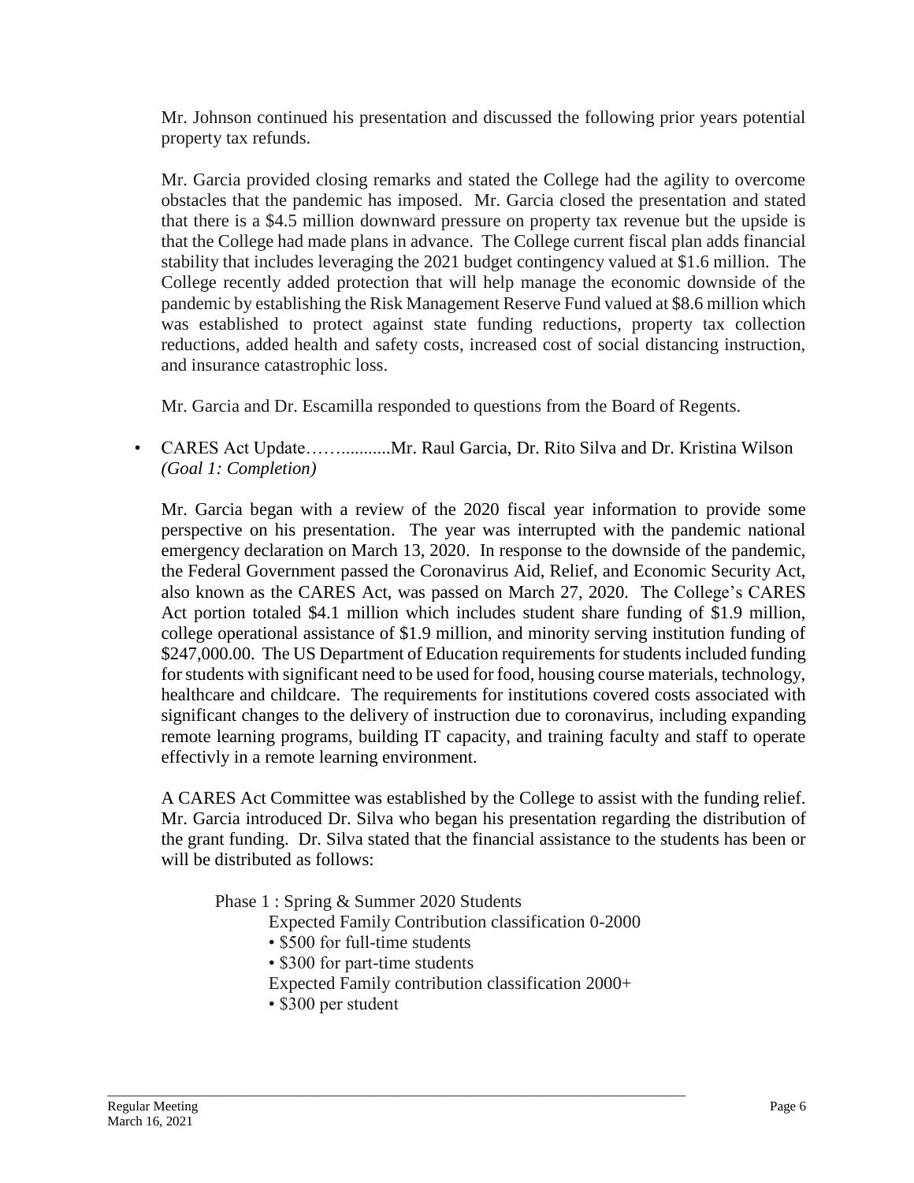Mr. Johnson continued his presentation and discussed the following prior years potential property tax refunds.

Mr. Garcia provided closing remarks and stated the College had the agility to overcome obstacles that the pandemic has imposed. Mr. Garcia closed the presentation and stated that there is a $4.5 million downward pressure on property tax revenue but the upside is that the College had made plans in advance. The College current fiscal plan adds financial stability that includes leveraging the 2021 budget contingency valued at $1.6 million. The College recently added protection that will help manage the economic downside of the pandemic by establishing the Risk Management Reserve Fund valued at $8.6 million which was established to protect against state funding reductions, property tax collection reductions, added health and safety costs, increased cost of social distancing instruction, and insurance catastrophic loss.

Mr. Garcia and Dr. Escamilla responded to questions from the Board of Regents.

- CARES Act Update……..........Mr. Raul Garcia, Dr. Rito Silva and Dr. Kristina Wilson
  *(Goal 1: Completion)*

Mr. Garcia began with a review of the 2020 fiscal year information to provide some perspective on his presentation. The year was interrupted with the pandemic national emergency declaration on March 13, 2020. In response to the downside of the pandemic, the Federal Government passed the Coronavirus Aid, Relief, and Economic Security Act, also known as the CARES Act, was passed on March 27, 2020. The College's CARES Act portion totaled $4.1 million which includes student share funding of $1.9 million, college operational assistance of $1.9 million, and minority serving institution funding of $247,000.00. The US Department of Education requirements for students included funding for students with significant need to be used for food, housing course materials, technology, healthcare and childcare. The requirements for institutions covered costs associated with significant changes to the delivery of instruction due to coronavirus, including expanding remote learning programs, building IT capacity, and training faculty and staff to operate effectivly in a remote learning environment.

A CARES Act Committee was established by the College to assist with the funding relief. Mr. Garcia introduced Dr. Silva who began his presentation regarding the distribution of the grant funding. Dr. Silva stated that the financial assistance to the students has been or will be distributed as follows:

Phase 1 : Spring & Summer 2020 Students

Expected Family Contribution classification 0-2000

- $500 for full-time students
- $300 for part-time students

Expected Family contribution classification 2000+

- $300 per student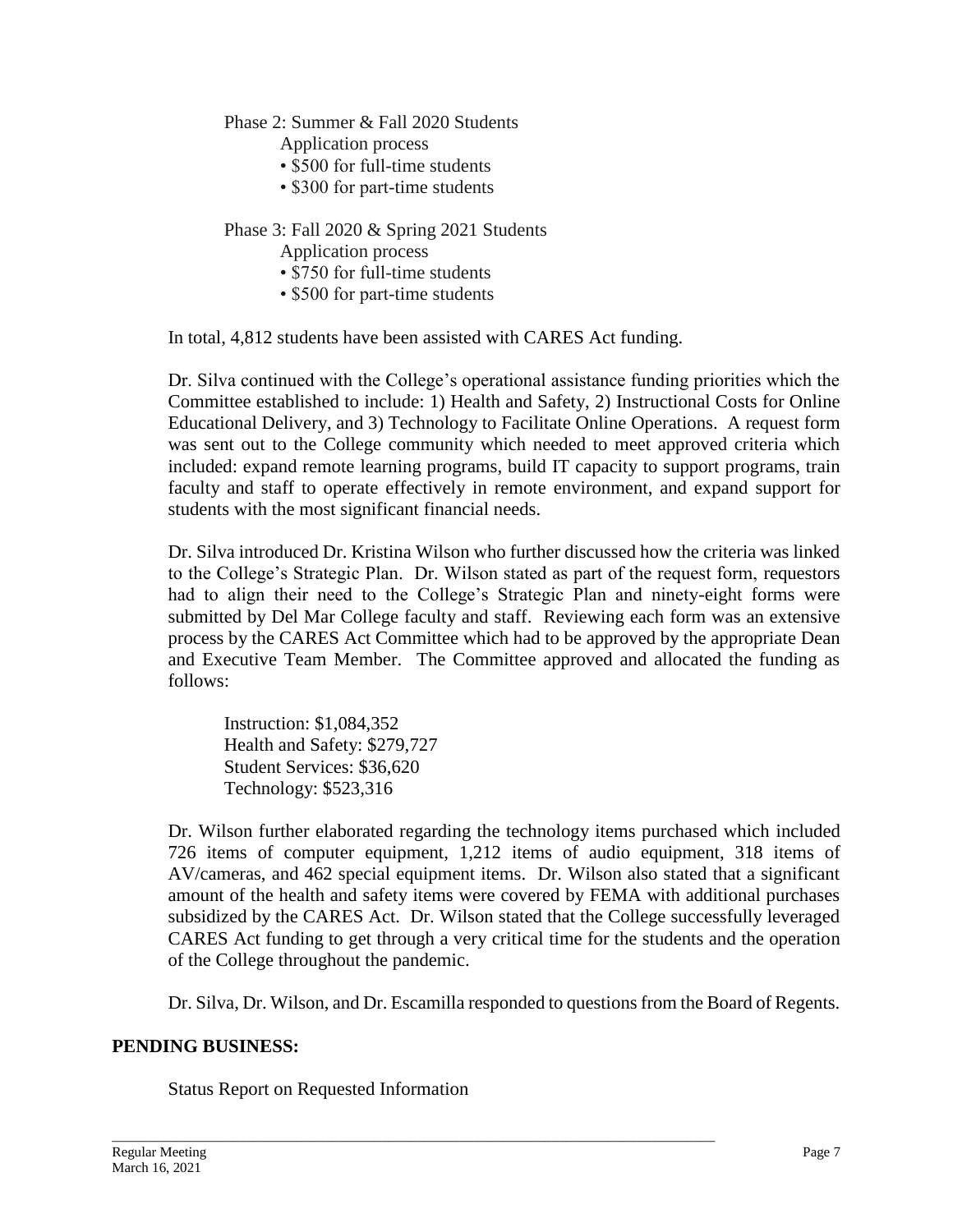Phase 2: Summer & Fall 2020 Students
Application process
- $500 for full-time students
- $300 for part-time students

Phase 3: Fall 2020 & Spring 2021 Students
Application process
- $750 for full-time students
- $500 for part-time students

In total, 4,812 students have been assisted with CARES Act funding.

Dr. Silva continued with the College's operational assistance funding priorities which the Committee established to include: 1) Health and Safety, 2) Instructional Costs for Online Educational Delivery, and 3) Technology to Facilitate Online Operations. A request form was sent out to the College community which needed to meet approved criteria which included: expand remote learning programs, build IT capacity to support programs, train faculty and staff to operate effectively in remote environment, and expand support for students with the most significant financial needs.

Dr. Silva introduced Dr. Kristina Wilson who further discussed how the criteria was linked to the College's Strategic Plan. Dr. Wilson stated as part of the request form, requestors had to align their need to the College's Strategic Plan and ninety-eight forms were submitted by Del Mar College faculty and staff. Reviewing each form was an extensive process by the CARES Act Committee which had to be approved by the appropriate Dean and Executive Team Member. The Committee approved and allocated the funding as follows:

Instruction: $1,084,352
Health and Safety: $279,727
Student Services: $36,620
Technology: $523,316

Dr. Wilson further elaborated regarding the technology items purchased which included 726 items of computer equipment, 1,212 items of audio equipment, 318 items of AV/cameras, and 462 special equipment items. Dr. Wilson also stated that a significant amount of the health and safety items were covered by FEMA with additional purchases subsidized by the CARES Act. Dr. Wilson stated that the College successfully leveraged CARES Act funding to get through a very critical time for the students and the operation of the College throughout the pandemic.

Dr. Silva, Dr. Wilson, and Dr. Escamilla responded to questions from the Board of Regents.

**PENDING BUSINESS:**

Status Report on Requested Information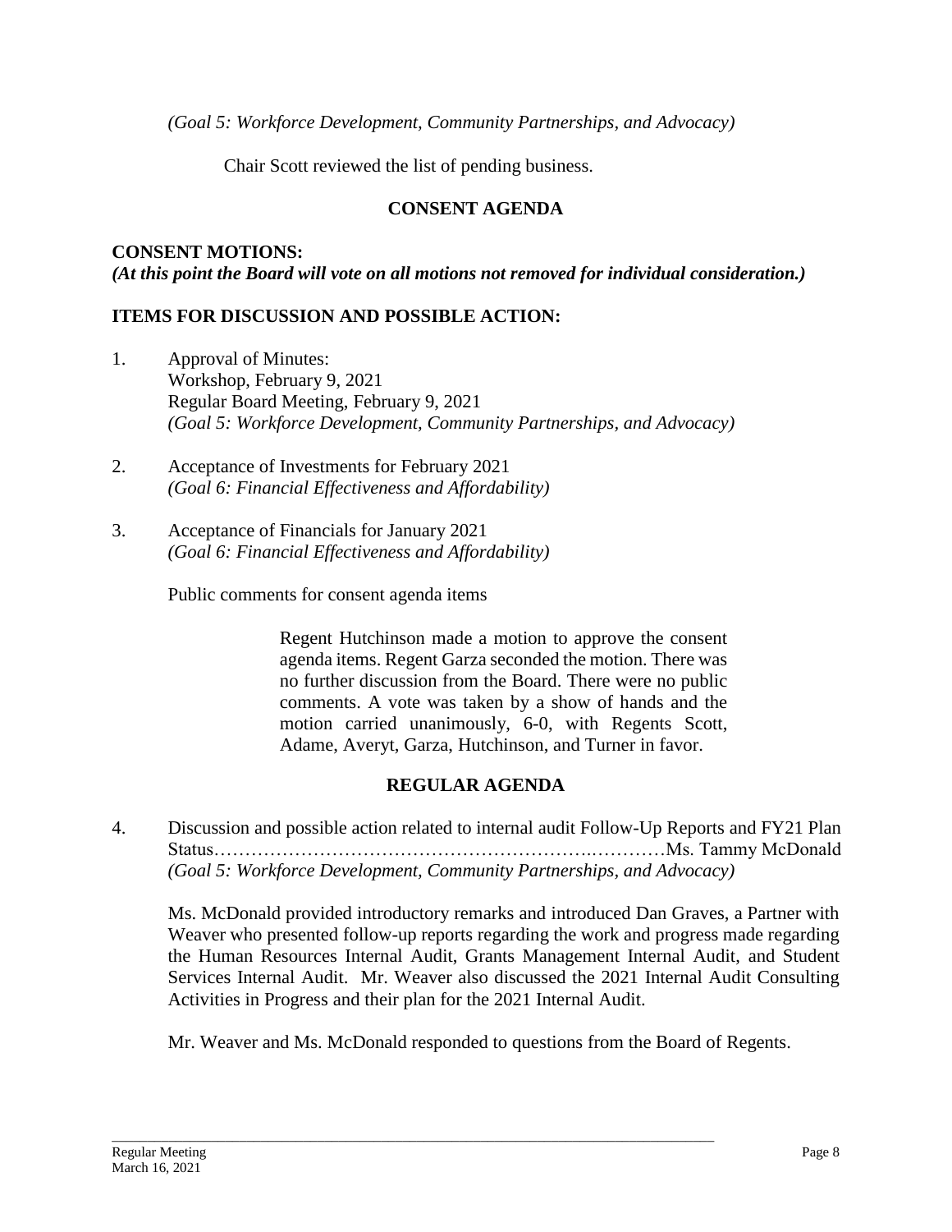*(Goal 5: Workforce Development, Community Partnerships, and Advocacy)*

Chair Scott reviewed the list of pending business.

## CONSENT AGENDA

**CONSENT MOTIONS:**
***(At this point the Board will vote on all motions not removed for individual consideration.)***

**ITEMS FOR DISCUSSION AND POSSIBLE ACTION:**

1. Approval of Minutes:
   Workshop, February 9, 2021
   Regular Board Meeting, February 9, 2021
   *(Goal 5: Workforce Development, Community Partnerships, and Advocacy)*

2. Acceptance of Investments for February 2021
   *(Goal 6: Financial Effectiveness and Affordability)*

3. Acceptance of Financials for January 2021
   *(Goal 6: Financial Effectiveness and Affordability)*

   Public comments for consent agenda items

> Regent Hutchinson made a motion to approve the consent agenda items. Regent Garza seconded the motion. There was no further discussion from the Board. There were no public comments. A vote was taken by a show of hands and the motion carried unanimously, 6-0, with Regents Scott, Adame, Averyt, Garza, Hutchinson, and Turner in favor.

## REGULAR AGENDA

4. Discussion and possible action related to internal audit Follow-Up Reports and FY21 Plan Status……………………………………………………….…………Ms. Tammy McDonald
   *(Goal 5: Workforce Development, Community Partnerships, and Advocacy)*

   Ms. McDonald provided introductory remarks and introduced Dan Graves, a Partner with Weaver who presented follow-up reports regarding the work and progress made regarding the Human Resources Internal Audit, Grants Management Internal Audit, and Student Services Internal Audit. Mr. Weaver also discussed the 2021 Internal Audit Consulting Activities in Progress and their plan for the 2021 Internal Audit.

   Mr. Weaver and Ms. McDonald responded to questions from the Board of Regents.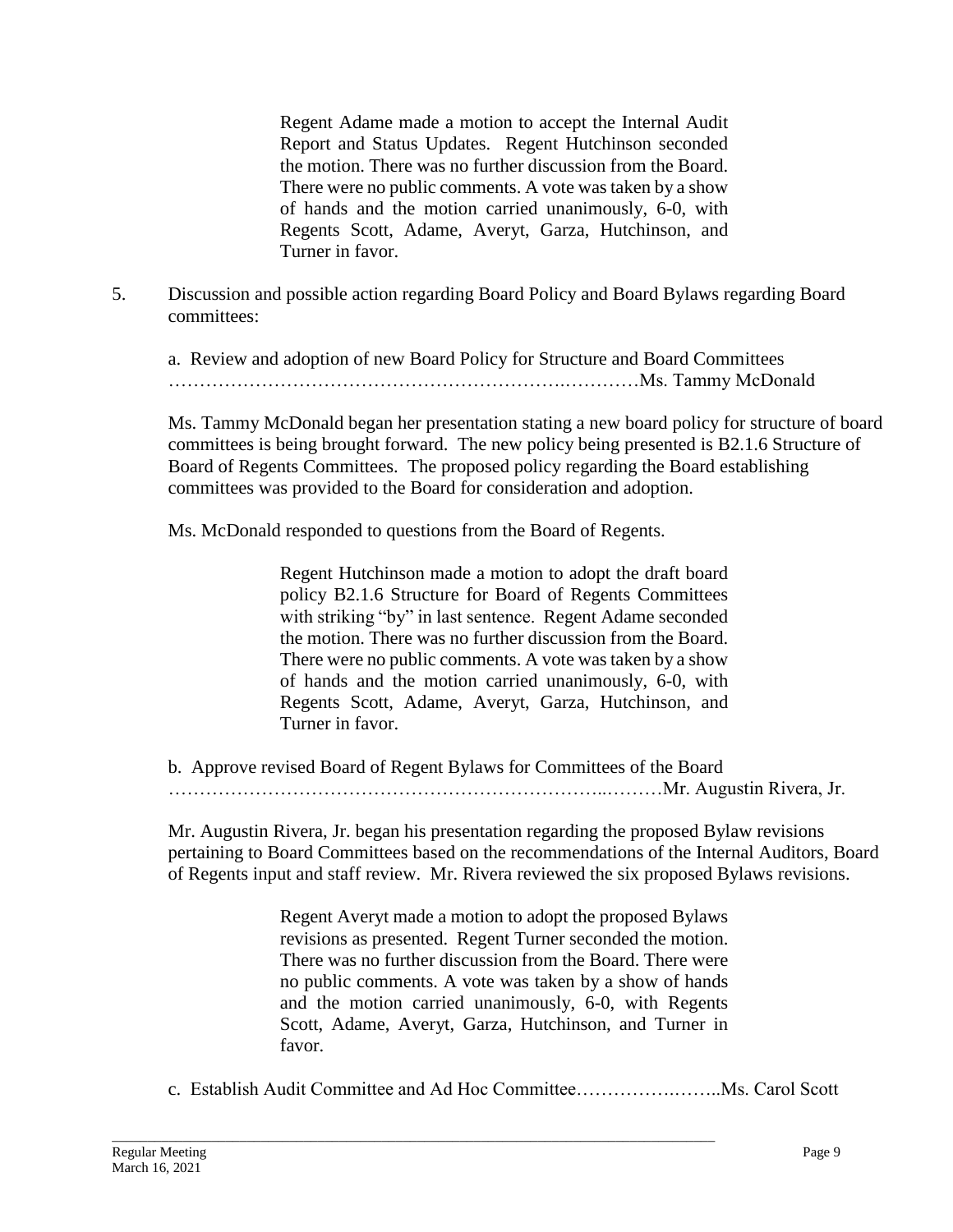Regent Adame made a motion to accept the Internal Audit Report and Status Updates. Regent Hutchinson seconded the motion. There was no further discussion from the Board. There were no public comments. A vote was taken by a show of hands and the motion carried unanimously, 6-0, with Regents Scott, Adame, Averyt, Garza, Hutchinson, and Turner in favor.

5. Discussion and possible action regarding Board Policy and Board Bylaws regarding Board committees:

a. Review and adoption of new Board Policy for Structure and Board Committees ……………………………………………………….…………Ms. Tammy McDonald

Ms. Tammy McDonald began her presentation stating a new board policy for structure of board committees is being brought forward. The new policy being presented is B2.1.6 Structure of Board of Regents Committees. The proposed policy regarding the Board establishing committees was provided to the Board for consideration and adoption.

Ms. McDonald responded to questions from the Board of Regents.

Regent Hutchinson made a motion to adopt the draft board policy B2.1.6 Structure for Board of Regents Committees with striking "by" in last sentence. Regent Adame seconded the motion. There was no further discussion from the Board. There were no public comments. A vote was taken by a show of hands and the motion carried unanimously, 6-0, with Regents Scott, Adame, Averyt, Garza, Hutchinson, and Turner in favor.

b. Approve revised Board of Regent Bylaws for Committees of the Board ……………………………………………………………..………Mr. Augustin Rivera, Jr.

Mr. Augustin Rivera, Jr. began his presentation regarding the proposed Bylaw revisions pertaining to Board Committees based on the recommendations of the Internal Auditors, Board of Regents input and staff review. Mr. Rivera reviewed the six proposed Bylaws revisions.

Regent Averyt made a motion to adopt the proposed Bylaws revisions as presented. Regent Turner seconded the motion. There was no further discussion from the Board. There were no public comments. A vote was taken by a show of hands and the motion carried unanimously, 6-0, with Regents Scott, Adame, Averyt, Garza, Hutchinson, and Turner in favor.

c. Establish Audit Committee and Ad Hoc Committee…………….……..Ms. Carol Scott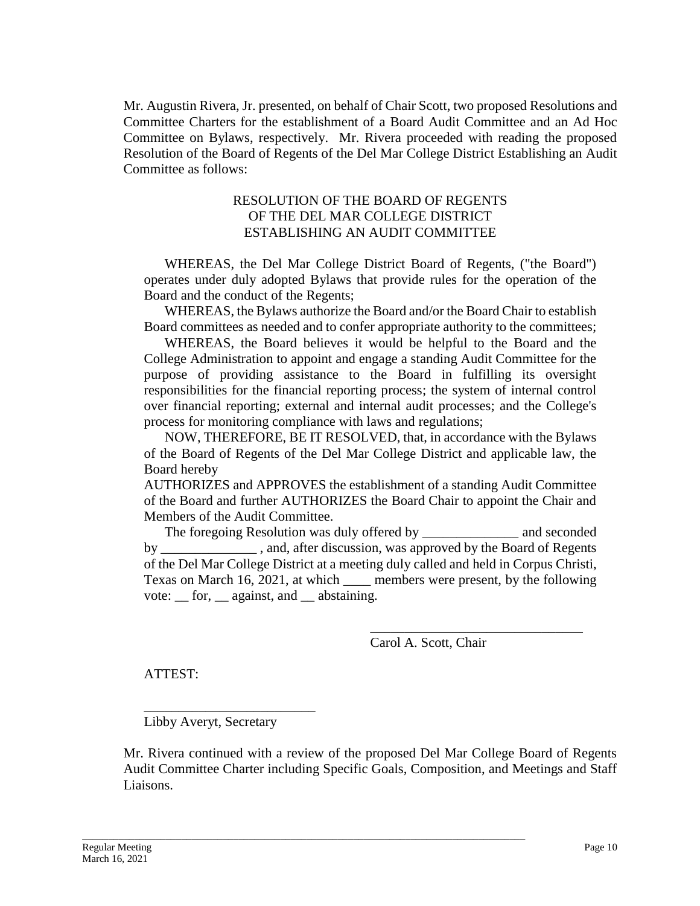Mr. Augustin Rivera, Jr. presented, on behalf of Chair Scott, two proposed Resolutions and Committee Charters for the establishment of a Board Audit Committee and an Ad Hoc Committee on Bylaws, respectively. Mr. Rivera proceeded with reading the proposed Resolution of the Board of Regents of the Del Mar College District Establishing an Audit Committee as follows:

RESOLUTION OF THE BOARD OF REGENTS
OF THE DEL MAR COLLEGE DISTRICT
ESTABLISHING AN AUDIT COMMITTEE

WHEREAS, the Del Mar College District Board of Regents, ("the Board") operates under duly adopted Bylaws that provide rules for the operation of the Board and the conduct of the Regents;

WHEREAS, the Bylaws authorize the Board and/or the Board Chair to establish Board committees as needed and to confer appropriate authority to the committees;

WHEREAS, the Board believes it would be helpful to the Board and the College Administration to appoint and engage a standing Audit Committee for the purpose of providing assistance to the Board in fulfilling its oversight responsibilities for the financial reporting process; the system of internal control over financial reporting; external and internal audit processes; and the College's process for monitoring compliance with laws and regulations;

NOW, THEREFORE, BE IT RESOLVED, that, in accordance with the Bylaws of the Board of Regents of the Del Mar College District and applicable law, the Board hereby

AUTHORIZES and APPROVES the establishment of a standing Audit Committee of the Board and further AUTHORIZES the Board Chair to appoint the Chair and Members of the Audit Committee.

The foregoing Resolution was duly offered by ______________ and seconded by ______________ , and, after discussion, was approved by the Board of Regents of the Del Mar College District at a meeting duly called and held in Corpus Christi, Texas on March 16, 2021, at which ____ members were present, by the following vote: __ for, __ against, and __ abstaining.

_______________________________
Carol A. Scott, Chair

ATTEST:

_________________________
Libby Averyt, Secretary

Mr. Rivera continued with a review of the proposed Del Mar College Board of Regents Audit Committee Charter including Specific Goals, Composition, and Meetings and Staff Liaisons.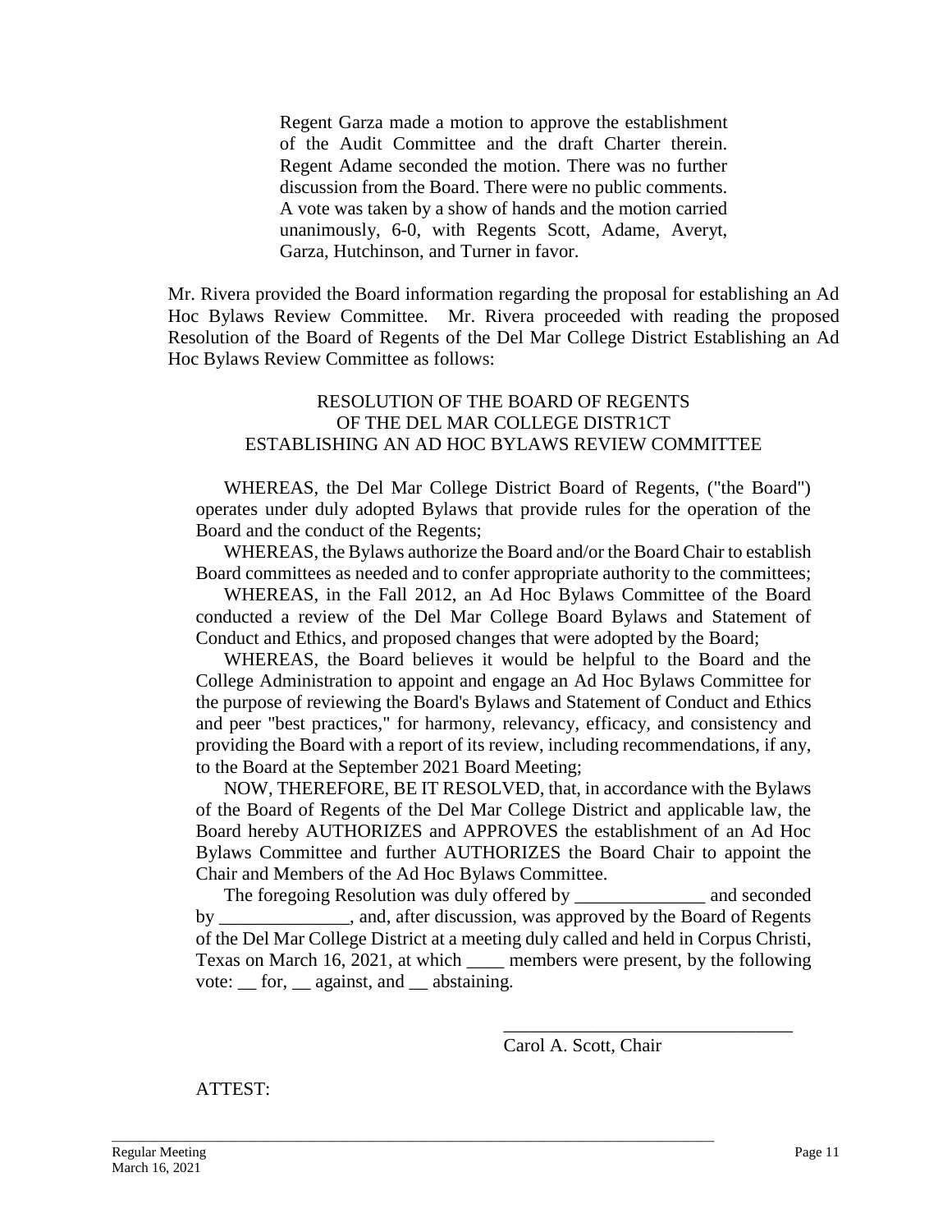Regent Garza made a motion to approve the establishment of the Audit Committee and the draft Charter therein. Regent Adame seconded the motion. There was no further discussion from the Board. There were no public comments. A vote was taken by a show of hands and the motion carried unanimously, 6-0, with Regents Scott, Adame, Averyt, Garza, Hutchinson, and Turner in favor.

Mr. Rivera provided the Board information regarding the proposal for establishing an Ad Hoc Bylaws Review Committee. Mr. Rivera proceeded with reading the proposed Resolution of the Board of Regents of the Del Mar College District Establishing an Ad Hoc Bylaws Review Committee as follows:

RESOLUTION OF THE BOARD OF REGENTS
OF THE DEL MAR COLLEGE DISTR1CT
ESTABLISHING AN AD HOC BYLAWS REVIEW COMMITTEE

WHEREAS, the Del Mar College District Board of Regents, ("the Board") operates under duly adopted Bylaws that provide rules for the operation of the Board and the conduct of the Regents;

WHEREAS, the Bylaws authorize the Board and/or the Board Chair to establish Board committees as needed and to confer appropriate authority to the committees;

WHEREAS, in the Fall 2012, an Ad Hoc Bylaws Committee of the Board conducted a review of the Del Mar College Board Bylaws and Statement of Conduct and Ethics, and proposed changes that were adopted by the Board;

WHEREAS, the Board believes it would be helpful to the Board and the College Administration to appoint and engage an Ad Hoc Bylaws Committee for the purpose of reviewing the Board's Bylaws and Statement of Conduct and Ethics and peer "best practices," for harmony, relevancy, efficacy, and consistency and providing the Board with a report of its review, including recommendations, if any, to the Board at the September 2021 Board Meeting;

NOW, THEREFORE, BE IT RESOLVED, that, in accordance with the Bylaws of the Board of Regents of the Del Mar College District and applicable law, the Board hereby AUTHORIZES and APPROVES the establishment of an Ad Hoc Bylaws Committee and further AUTHORIZES the Board Chair to appoint the Chair and Members of the Ad Hoc Bylaws Committee.

The foregoing Resolution was duly offered by ______________ and seconded by ______________, and, after discussion, was approved by the Board of Regents of the Del Mar College District at a meeting duly called and held in Corpus Christi, Texas on March 16, 2021, at which ____ members were present, by the following vote: __ for, __ against, and __ abstaining.

_______________________________
Carol A. Scott, Chair

ATTEST: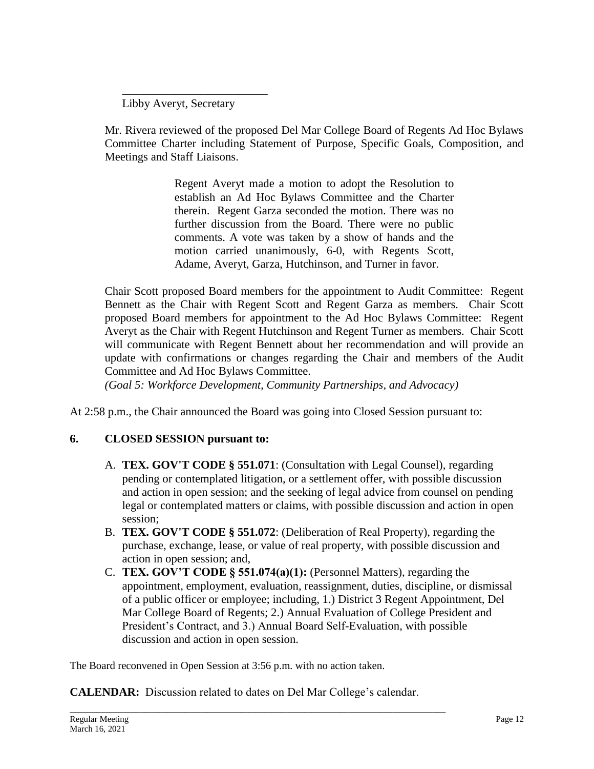\_\_\_\_\_\_\_\_\_\_\_\_\_\_\_\_\_\_\_\_\_\_\_\_\_\_

Libby Averyt, Secretary

Mr. Rivera reviewed of the proposed Del Mar College Board of Regents Ad Hoc Bylaws Committee Charter including Statement of Purpose, Specific Goals, Composition, and Meetings and Staff Liaisons.

> Regent Averyt made a motion to adopt the Resolution to establish an Ad Hoc Bylaws Committee and the Charter therein. Regent Garza seconded the motion. There was no further discussion from the Board. There were no public comments. A vote was taken by a show of hands and the motion carried unanimously, 6-0, with Regents Scott, Adame, Averyt, Garza, Hutchinson, and Turner in favor.

Chair Scott proposed Board members for the appointment to Audit Committee: Regent Bennett as the Chair with Regent Scott and Regent Garza as members. Chair Scott proposed Board members for appointment to the Ad Hoc Bylaws Committee: Regent Averyt as the Chair with Regent Hutchinson and Regent Turner as members. Chair Scott will communicate with Regent Bennett about her recommendation and will provide an update with confirmations or changes regarding the Chair and members of the Audit Committee and Ad Hoc Bylaws Committee.
*(Goal 5: Workforce Development, Community Partnerships, and Advocacy)*

At 2:58 p.m., the Chair announced the Board was going into Closed Session pursuant to:

## 6. CLOSED SESSION pursuant to:

A. **TEX. GOV'T CODE § 551.071**: (Consultation with Legal Counsel), regarding pending or contemplated litigation, or a settlement offer, with possible discussion and action in open session; and the seeking of legal advice from counsel on pending legal or contemplated matters or claims, with possible discussion and action in open session;

B. **TEX. GOV'T CODE § 551.072**: (Deliberation of Real Property), regarding the purchase, exchange, lease, or value of real property, with possible discussion and action in open session; and,

C. **TEX. GOV'T CODE § 551.074(a)(1):** (Personnel Matters), regarding the appointment, employment, evaluation, reassignment, duties, discipline, or dismissal of a public officer or employee; including, 1.) District 3 Regent Appointment, Del Mar College Board of Regents; 2.) Annual Evaluation of College President and President's Contract, and 3.) Annual Board Self-Evaluation, with possible discussion and action in open session.

The Board reconvened in Open Session at 3:56 p.m. with no action taken.

**CALENDAR:** Discussion related to dates on Del Mar College's calendar.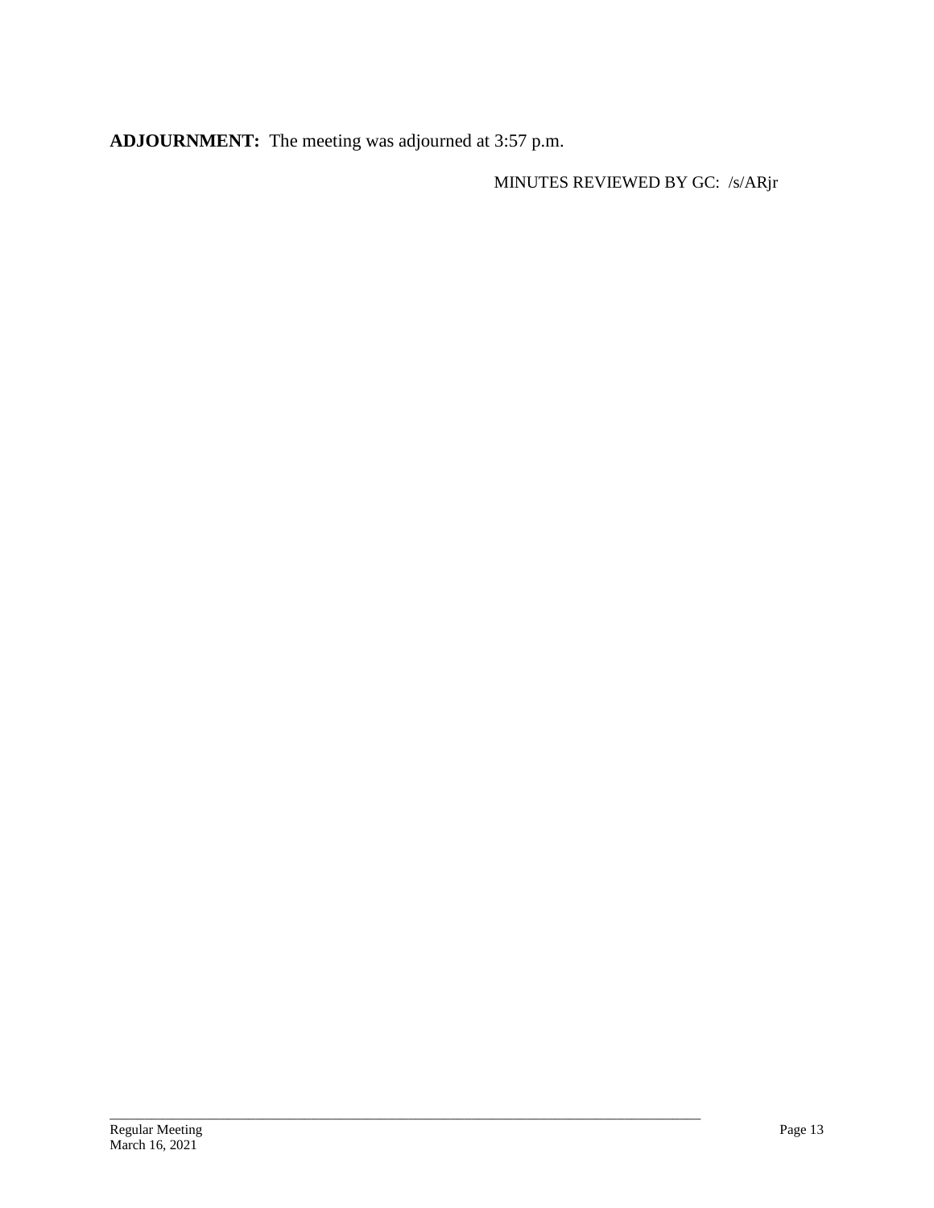**ADJOURNMENT:** The meeting was adjourned at 3:57 p.m.

MINUTES REVIEWED BY GC: /s/ARjr